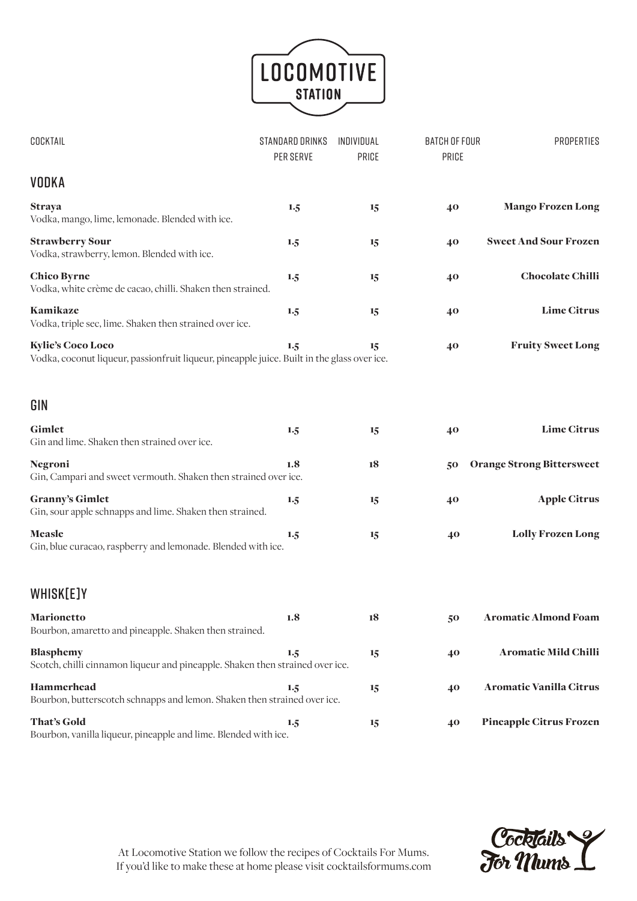# LOCOMOTIVE STATION

| COCKTAIL | STANDARD DRINKS PER SERVE | INDIVIDUAL PRICE | BATCH OF FOUR PRICE | PROPERTIES |
|---|---|---|---|---|
| **VODKA** | | | | |
| **Straya**<br>Vodka, mango, lime, lemonade. Blended with ice. | 1.5 | 15 | 40 | **Mango Frozen Long** |
| **Strawberry Sour**<br>Vodka, strawberry, lemon. Blended with ice. | 1.5 | 15 | 40 | **Sweet And Sour Frozen** |
| **Chico Byrne**<br>Vodka, white crème de cacao, chilli. Shaken then strained. | 1.5 | 15 | 40 | **Chocolate Chilli** |
| **Kamikaze**<br>Vodka, triple sec, lime. Shaken then strained over ice. | 1.5 | 15 | 40 | **Lime Citrus** |
| **Kylie's Coco Loco**<br>Vodka, coconut liqueur, passionfruit liqueur, pineapple juice. Built in the glass over ice. | 1.5 | 15 | 40 | **Fruity Sweet Long** |
| **GIN** | | | | |
| **Gimlet**<br>Gin and lime. Shaken then strained over ice. | 1.5 | 15 | 40 | **Lime Citrus** |
| **Negroni**<br>Gin, Campari and sweet vermouth. Shaken then strained over ice. | 1.8 | 18 | 50 | **Orange Strong Bittersweet** |
| **Granny's Gimlet**<br>Gin, sour apple schnapps and lime. Shaken then strained. | 1.5 | 15 | 40 | **Apple Citrus** |
| **Measle**<br>Gin, blue curacao, raspberry and lemonade. Blended with ice. | 1.5 | 15 | 40 | **Lolly Frozen Long** |
| **WHISK[E]Y** | | | | |
| **Marionetto**<br>Bourbon, amaretto and pineapple. Shaken then strained. | 1.8 | 18 | 50 | **Aromatic Almond Foam** |
| **Blasphemy**<br>Scotch, chilli cinnamon liqueur and pineapple. Shaken then strained over ice. | 1.5 | 15 | 40 | **Aromatic Mild Chilli** |
| **Hammerhead**<br>Bourbon, butterscotch schnapps and lemon. Shaken then strained over ice. | 1.5 | 15 | 40 | **Aromatic Vanilla Citrus** |
| **That's Gold**<br>Bourbon, vanilla liqueur, pineapple and lime. Blended with ice. | 1.5 | 15 | 40 | **Pineapple Citrus Frozen** |

At Locomotive Station we follow the recipes of Cocktails For Mums.
If you'd like to make these at home please visit cocktailsformums.com

Cocktails For Mums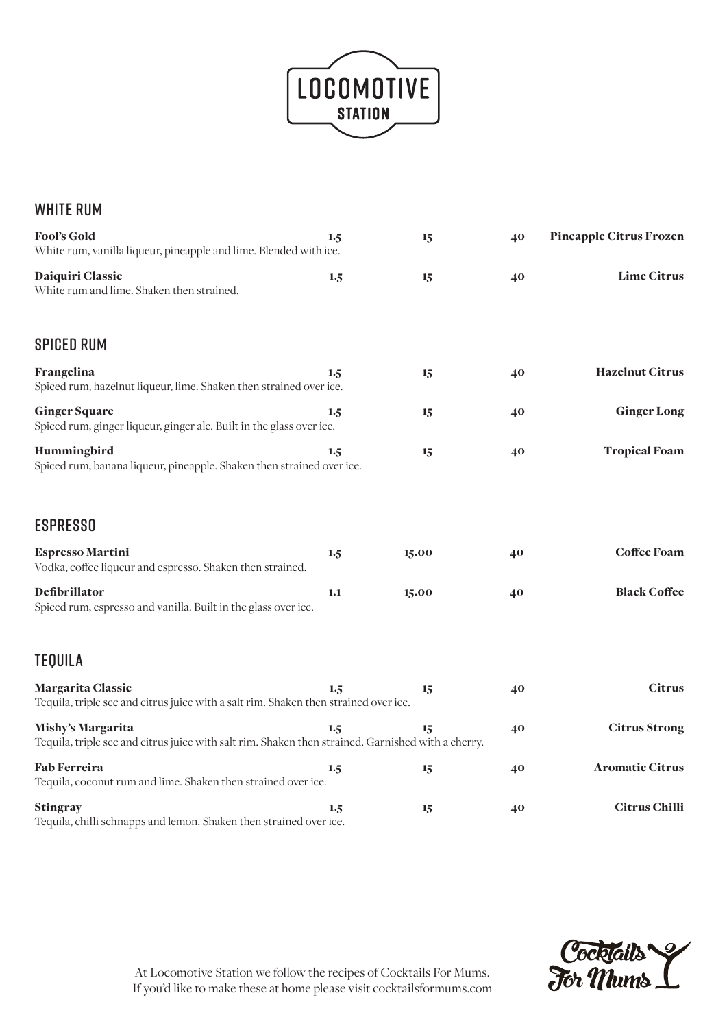# LOCOMOTIVE STATION

## WHITE RUM

| | | | | |
|---|---|---|---|---|
| **Fool's Gold**<br>White rum, vanilla liqueur, pineapple and lime. Blended with ice. | 1.5 | 15 | 40 | **Pineapple Citrus Frozen** |
| **Daiquiri Classic**<br>White rum and lime. Shaken then strained. | 1.5 | 15 | 40 | **Lime Citrus** |

## SPICED RUM

| | | | | |
|---|---|---|---|---|
| **Frangelina**<br>Spiced rum, hazelnut liqueur, lime. Shaken then strained over ice. | 1.5 | 15 | 40 | **Hazelnut Citrus** |
| **Ginger Square**<br>Spiced rum, ginger liqueur, ginger ale. Built in the glass over ice. | 1.5 | 15 | 40 | **Ginger Long** |
| **Hummingbird**<br>Spiced rum, banana liqueur, pineapple. Shaken then strained over ice. | 1.5 | 15 | 40 | **Tropical Foam** |

## ESPRESSO

| | | | | |
|---|---|---|---|---|
| **Espresso Martini**<br>Vodka, coffee liqueur and espresso. Shaken then strained. | 1.5 | 15.00 | 40 | **Coffee Foam** |
| **Defibrillator**<br>Spiced rum, espresso and vanilla. Built in the glass over ice. | 1.1 | 15.00 | 40 | **Black Coffee** |

## TEQUILA

| | | | | |
|---|---|---|---|---|
| **Margarita Classic**<br>Tequila, triple sec and citrus juice with a salt rim. Shaken then strained over ice. | 1.5 | 15 | 40 | **Citrus** |
| **Mishy's Margarita**<br>Tequila, triple sec and citrus juice with salt rim. Shaken then strained. Garnished with a cherry. | 1.5 | 15 | 40 | **Citrus Strong** |
| **Fab Ferreira**<br>Tequila, coconut rum and lime. Shaken then strained over ice. | 1.5 | 15 | 40 | **Aromatic Citrus** |
| **Stingray**<br>Tequila, chilli schnapps and lemon. Shaken then strained over ice. | 1.5 | 15 | 40 | **Citrus Chilli** |

At Locomotive Station we follow the recipes of Cocktails For Mums.
If you'd like to make these at home please visit cocktailsformums.com

Cocktails For Mums